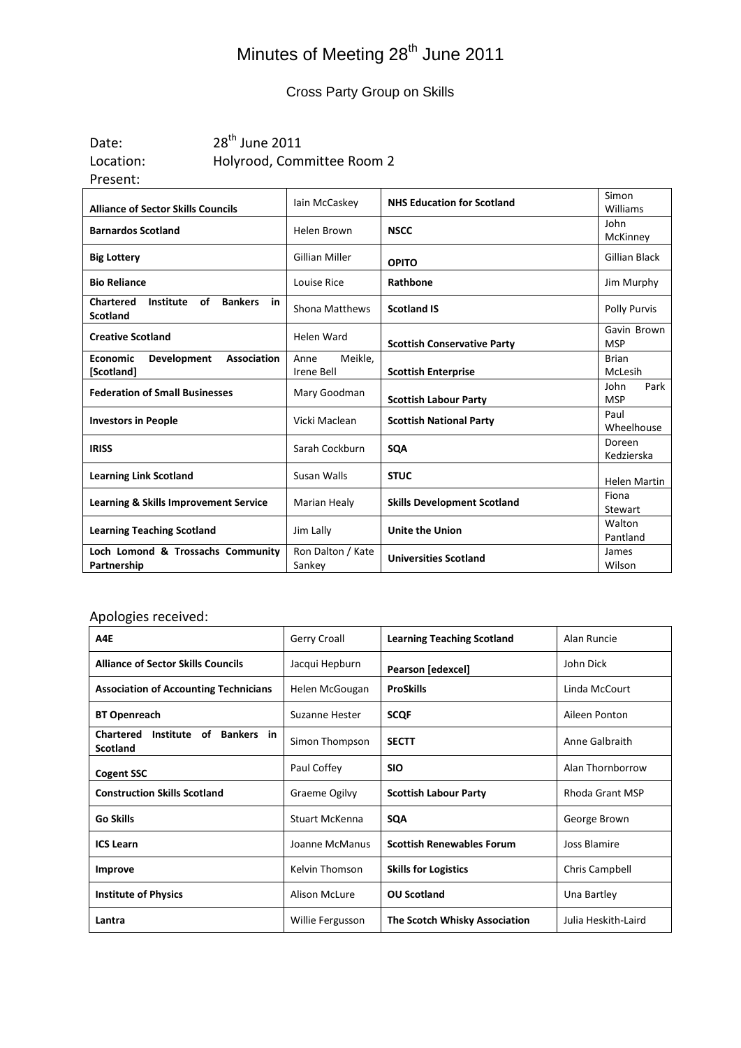# Minutes of Meeting 28th June 2011

## Cross Party Group on Skills

Date: 28th June 2011

Location: Holyrood, Committee Room 2

Present:

| | | | |
|---|---|---|---|
| **Alliance of Sector Skills Councils** | Iain McCaskey | **NHS Education for Scotland** | Simon Williams |
| **Barnardos Scotland** | Helen Brown | **NSCC** | John McKinney |
| **Big Lottery** | Gillian Miller | **OPITO** | Gillian Black |
| **Bio Reliance** | Louise Rice | **Rathbone** | Jim Murphy |
| **Chartered Institute of Bankers in Scotland** | Shona Matthews | **Scotland IS** | Polly Purvis |
| **Creative Scotland** | Helen Ward | **Scottish Conservative Party** | Gavin Brown MSP |
| **Economic Development Association [Scotland]** | Anne Meikle, Irene Bell | **Scottish Enterprise** | Brian McLesih |
| **Federation of Small Businesses** | Mary Goodman | **Scottish Labour Party** | John Park MSP |
| **Investors in People** | Vicki Maclean | **Scottish National Party** | Paul Wheelhouse |
| **IRISS** | Sarah Cockburn | **SQA** | Doreen Kedzierska |
| **Learning Link Scotland** | Susan Walls | **STUC** | Helen Martin |
| **Learning & Skills Improvement Service** | Marian Healy | **Skills Development Scotland** | Fiona Stewart |
| **Learning Teaching Scotland** | Jim Lally | **Unite the Union** | Walton Pantland |
| **Loch Lomond & Trossachs Community Partnership** | Ron Dalton / Kate Sankey | **Universities Scotland** | James Wilson |

Apologies received:

| | | | |
|---|---|---|---|
| **A4E** | Gerry Croall | **Learning Teaching Scotland** | Alan Runcie |
| **Alliance of Sector Skills Councils** | Jacqui Hepburn | **Pearson [edexcel]** | John Dick |
| **Association of Accounting Technicians** | Helen McGougan | **ProSkills** | Linda McCourt |
| **BT Openreach** | Suzanne Hester | **SCQF** | Aileen Ponton |
| **Chartered Institute of Bankers in Scotland** | Simon Thompson | **SECTT** | Anne Galbraith |
| **Cogent SSC** | Paul Coffey | **SIO** | Alan Thornborrow |
| **Construction Skills Scotland** | Graeme Ogilvy | **Scottish Labour Party** | Rhoda Grant MSP |
| **Go Skills** | Stuart McKenna | **SQA** | George Brown |
| **ICS Learn** | Joanne McManus | **Scottish Renewables Forum** | Joss Blamire |
| **Improve** | Kelvin Thomson | **Skills for Logistics** | Chris Campbell |
| **Institute of Physics** | Alison McLure | **OU Scotland** | Una Bartley |
| **Lantra** | Willie Fergusson | **The Scotch Whisky Association** | Julia Heskith-Laird |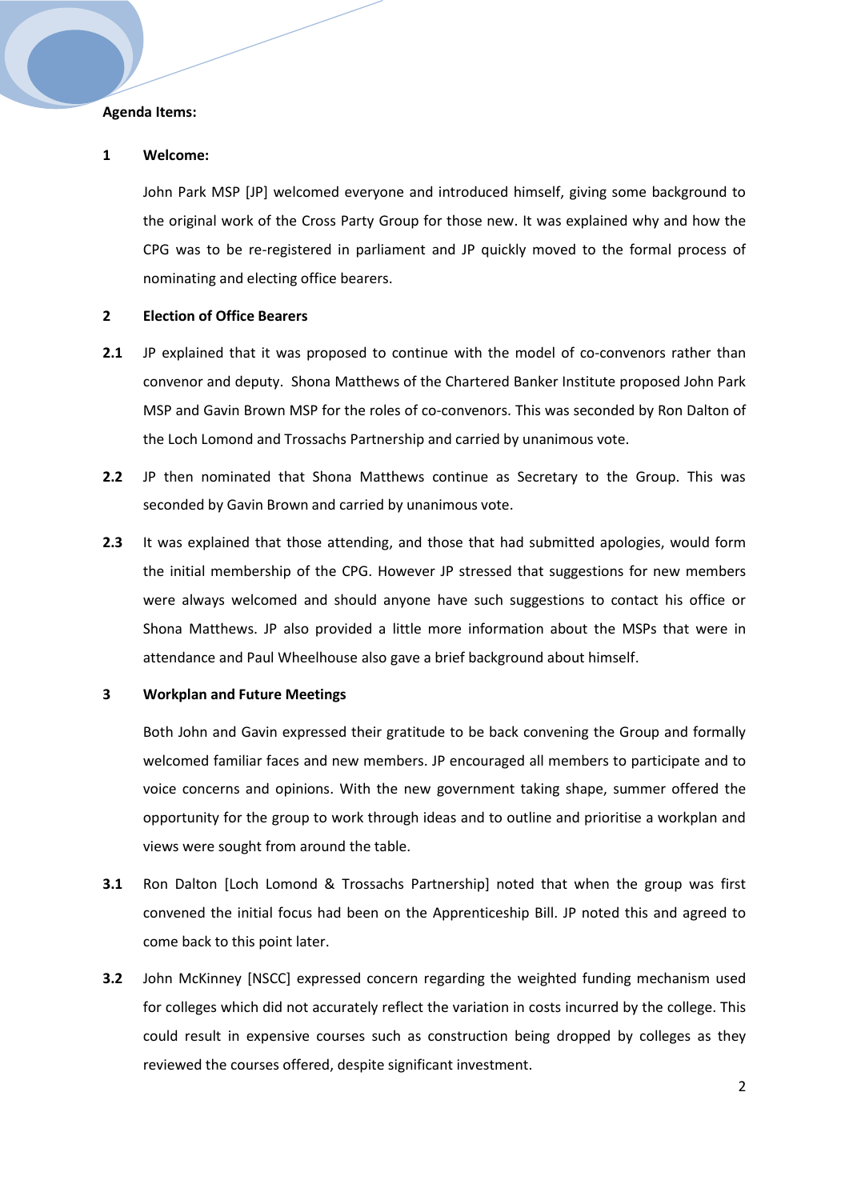**Agenda Items:**

**1 Welcome:**

John Park MSP [JP] welcomed everyone and introduced himself, giving some background to the original work of the Cross Party Group for those new. It was explained why and how the CPG was to be re-registered in parliament and JP quickly moved to the formal process of nominating and electing office bearers.

**2 Election of Office Bearers**

**2.1** JP explained that it was proposed to continue with the model of co-convenors rather than convenor and deputy. Shona Matthews of the Chartered Banker Institute proposed John Park MSP and Gavin Brown MSP for the roles of co-convenors. This was seconded by Ron Dalton of the Loch Lomond and Trossachs Partnership and carried by unanimous vote.

**2.2** JP then nominated that Shona Matthews continue as Secretary to the Group. This was seconded by Gavin Brown and carried by unanimous vote.

**2.3** It was explained that those attending, and those that had submitted apologies, would form the initial membership of the CPG. However JP stressed that suggestions for new members were always welcomed and should anyone have such suggestions to contact his office or Shona Matthews. JP also provided a little more information about the MSPs that were in attendance and Paul Wheelhouse also gave a brief background about himself.

**3 Workplan and Future Meetings**

Both John and Gavin expressed their gratitude to be back convening the Group and formally welcomed familiar faces and new members. JP encouraged all members to participate and to voice concerns and opinions. With the new government taking shape, summer offered the opportunity for the group to work through ideas and to outline and prioritise a workplan and views were sought from around the table.

**3.1** Ron Dalton [Loch Lomond & Trossachs Partnership] noted that when the group was first convened the initial focus had been on the Apprenticeship Bill. JP noted this and agreed to come back to this point later.

**3.2** John McKinney [NSCC] expressed concern regarding the weighted funding mechanism used for colleges which did not accurately reflect the variation in costs incurred by the college. This could result in expensive courses such as construction being dropped by colleges as they reviewed the courses offered, despite significant investment.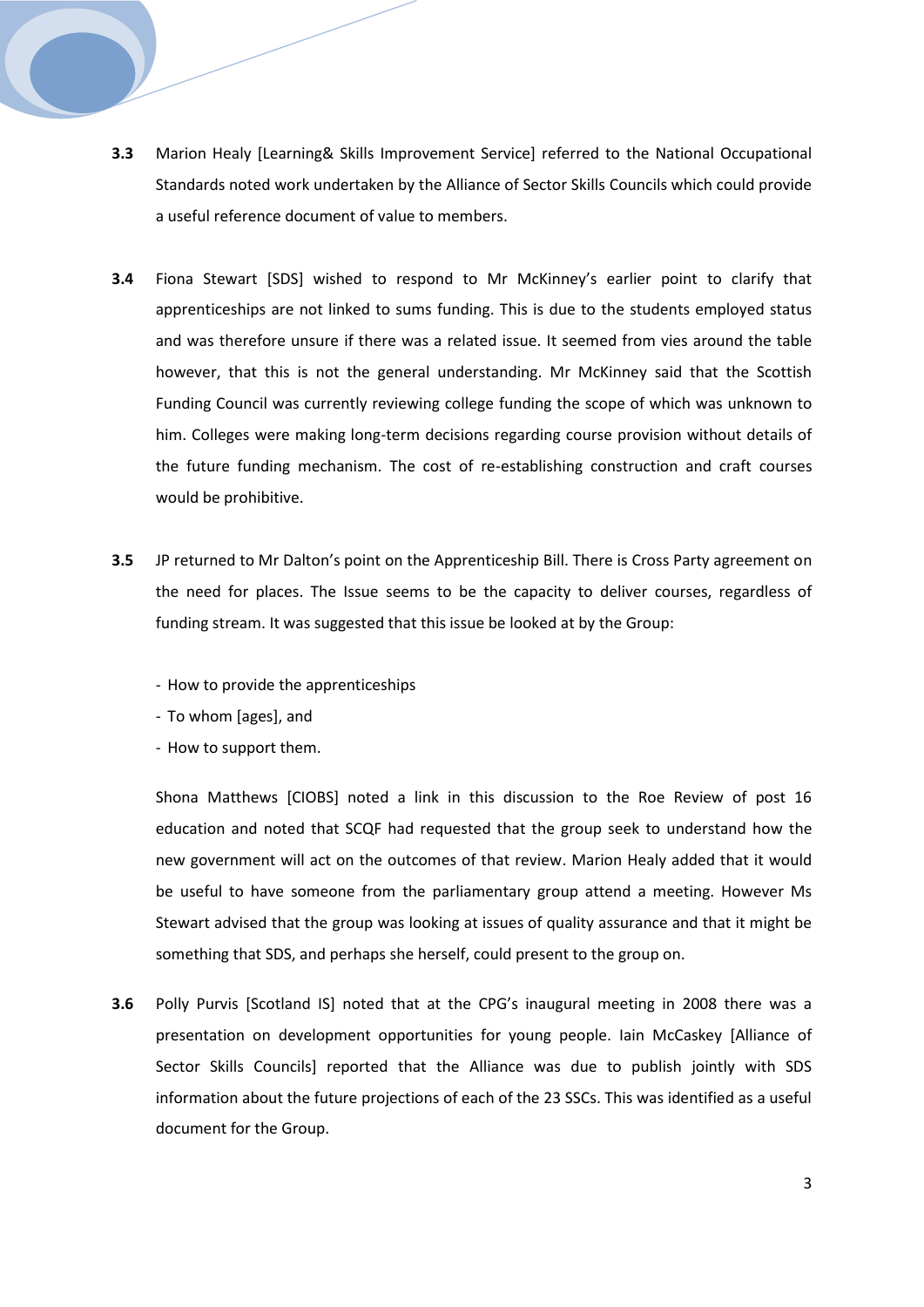**3.3** Marion Healy [Learning& Skills Improvement Service] referred to the National Occupational Standards noted work undertaken by the Alliance of Sector Skills Councils which could provide a useful reference document of value to members.

**3.4** Fiona Stewart [SDS] wished to respond to Mr McKinney's earlier point to clarify that apprenticeships are not linked to sums funding. This is due to the students employed status and was therefore unsure if there was a related issue. It seemed from vies around the table however, that this is not the general understanding. Mr McKinney said that the Scottish Funding Council was currently reviewing college funding the scope of which was unknown to him. Colleges were making long-term decisions regarding course provision without details of the future funding mechanism. The cost of re-establishing construction and craft courses would be prohibitive.

**3.5** JP returned to Mr Dalton's point on the Apprenticeship Bill. There is Cross Party agreement on the need for places. The Issue seems to be the capacity to deliver courses, regardless of funding stream. It was suggested that this issue be looked at by the Group:

- How to provide the apprenticeships
- To whom [ages], and
- How to support them.

Shona Matthews [CIOBS] noted a link in this discussion to the Roe Review of post 16 education and noted that SCQF had requested that the group seek to understand how the new government will act on the outcomes of that review. Marion Healy added that it would be useful to have someone from the parliamentary group attend a meeting. However Ms Stewart advised that the group was looking at issues of quality assurance and that it might be something that SDS, and perhaps she herself, could present to the group on.

**3.6** Polly Purvis [Scotland IS] noted that at the CPG's inaugural meeting in 2008 there was a presentation on development opportunities for young people. Iain McCaskey [Alliance of Sector Skills Councils] reported that the Alliance was due to publish jointly with SDS information about the future projections of each of the 23 SSCs. This was identified as a useful document for the Group.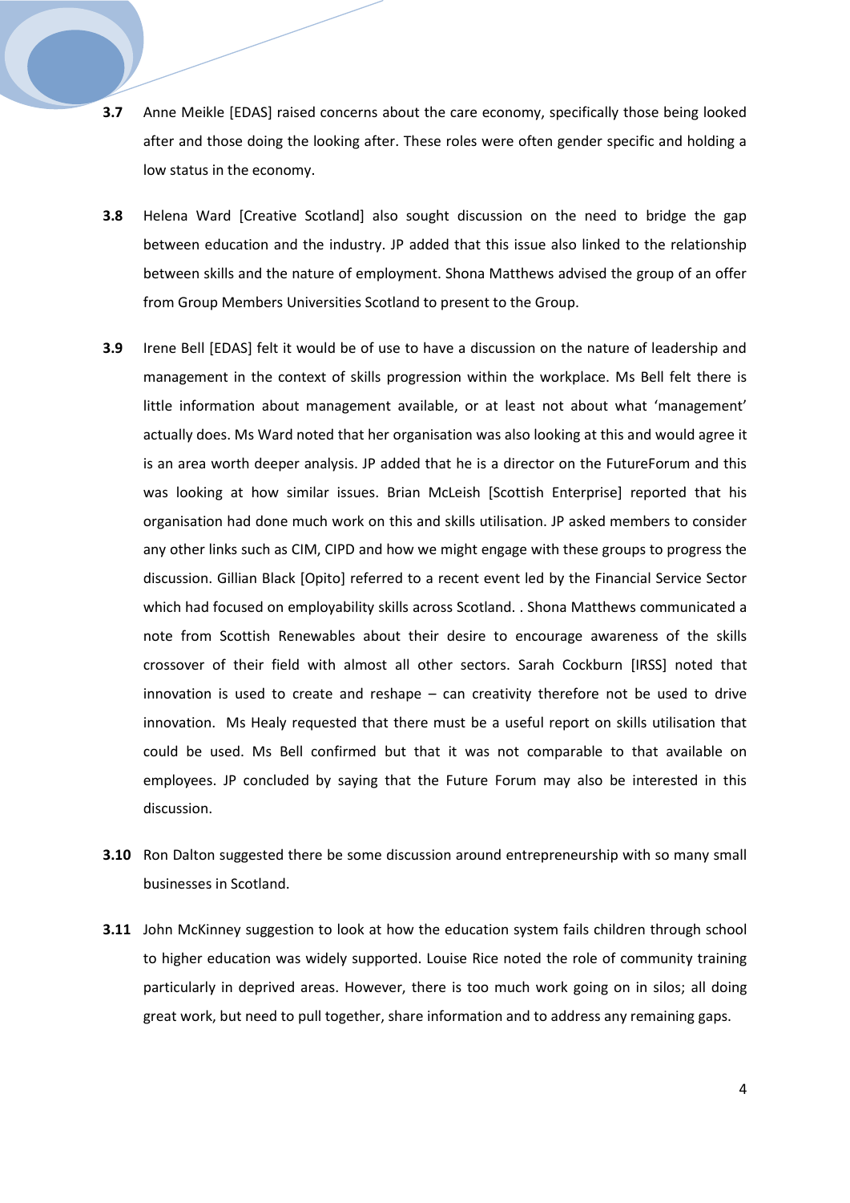**3.7** Anne Meikle [EDAS] raised concerns about the care economy, specifically those being looked after and those doing the looking after. These roles were often gender specific and holding a low status in the economy.

**3.8** Helena Ward [Creative Scotland] also sought discussion on the need to bridge the gap between education and the industry. JP added that this issue also linked to the relationship between skills and the nature of employment. Shona Matthews advised the group of an offer from Group Members Universities Scotland to present to the Group.

**3.9** Irene Bell [EDAS] felt it would be of use to have a discussion on the nature of leadership and management in the context of skills progression within the workplace. Ms Bell felt there is little information about management available, or at least not about what 'management' actually does. Ms Ward noted that her organisation was also looking at this and would agree it is an area worth deeper analysis. JP added that he is a director on the FutureForum and this was looking at how similar issues. Brian McLeish [Scottish Enterprise] reported that his organisation had done much work on this and skills utilisation. JP asked members to consider any other links such as CIM, CIPD and how we might engage with these groups to progress the discussion. Gillian Black [Opito] referred to a recent event led by the Financial Service Sector which had focused on employability skills across Scotland. . Shona Matthews communicated a note from Scottish Renewables about their desire to encourage awareness of the skills crossover of their field with almost all other sectors. Sarah Cockburn [IRSS] noted that innovation is used to create and reshape – can creativity therefore not be used to drive innovation. Ms Healy requested that there must be a useful report on skills utilisation that could be used. Ms Bell confirmed but that it was not comparable to that available on employees. JP concluded by saying that the Future Forum may also be interested in this discussion.

**3.10** Ron Dalton suggested there be some discussion around entrepreneurship with so many small businesses in Scotland.

**3.11** John McKinney suggestion to look at how the education system fails children through school to higher education was widely supported. Louise Rice noted the role of community training particularly in deprived areas. However, there is too much work going on in silos; all doing great work, but need to pull together, share information and to address any remaining gaps.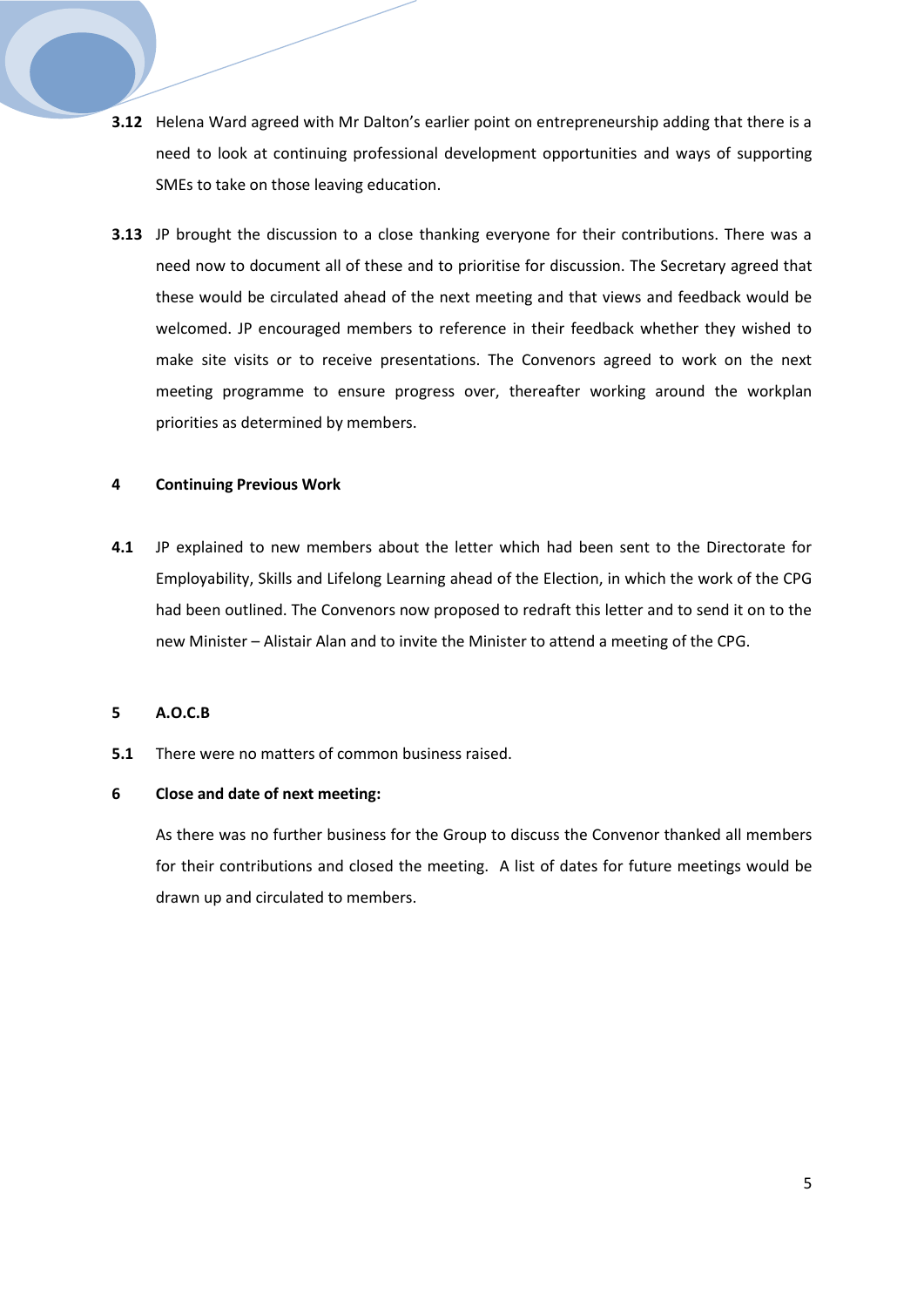**3.12** Helena Ward agreed with Mr Dalton's earlier point on entrepreneurship adding that there is a need to look at continuing professional development opportunities and ways of supporting SMEs to take on those leaving education.

**3.13** JP brought the discussion to a close thanking everyone for their contributions. There was a need now to document all of these and to prioritise for discussion. The Secretary agreed that these would be circulated ahead of the next meeting and that views and feedback would be welcomed. JP encouraged members to reference in their feedback whether they wished to make site visits or to receive presentations. The Convenors agreed to work on the next meeting programme to ensure progress over, thereafter working around the workplan priorities as determined by members.

## 4 Continuing Previous Work

**4.1** JP explained to new members about the letter which had been sent to the Directorate for Employability, Skills and Lifelong Learning ahead of the Election, in which the work of the CPG had been outlined. The Convenors now proposed to redraft this letter and to send it on to the new Minister – Alistair Alan and to invite the Minister to attend a meeting of the CPG.

## 5 A.O.C.B

**5.1** There were no matters of common business raised.

## 6 Close and date of next meeting:

As there was no further business for the Group to discuss the Convenor thanked all members for their contributions and closed the meeting. A list of dates for future meetings would be drawn up and circulated to members.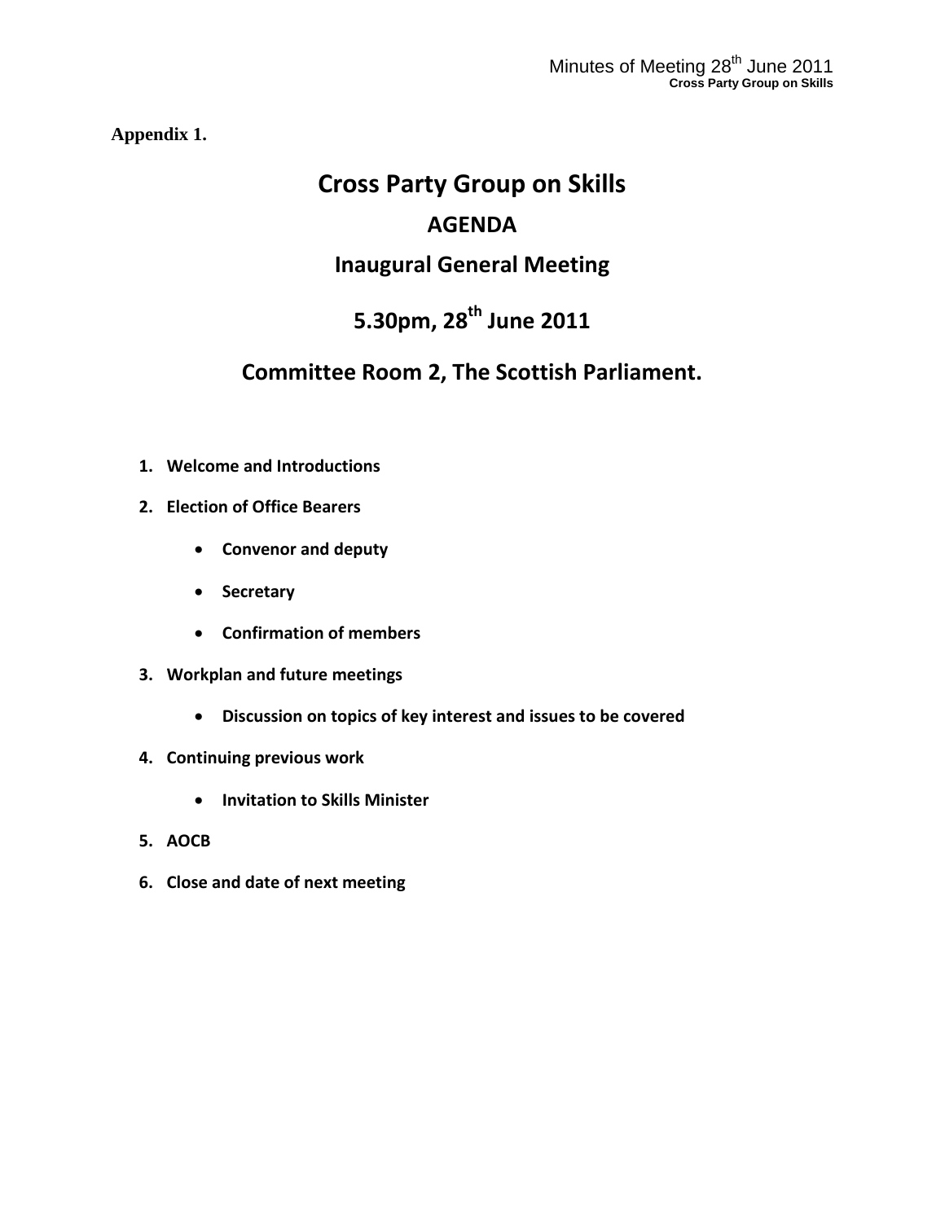**Appendix 1.**

# Cross Party Group on Skills

## AGENDA

## Inaugural General Meeting

## 5.30pm, 28th June 2011

## Committee Room 2, The Scottish Parliament.

1. **Welcome and Introductions**
2. **Election of Office Bearers**
   - **Convenor and deputy**
   - **Secretary**
   - **Confirmation of members**
3. **Workplan and future meetings**
   - **Discussion on topics of key interest and issues to be covered**
4. **Continuing previous work**
   - **Invitation to Skills Minister**
5. **AOCB**
6. **Close and date of next meeting**